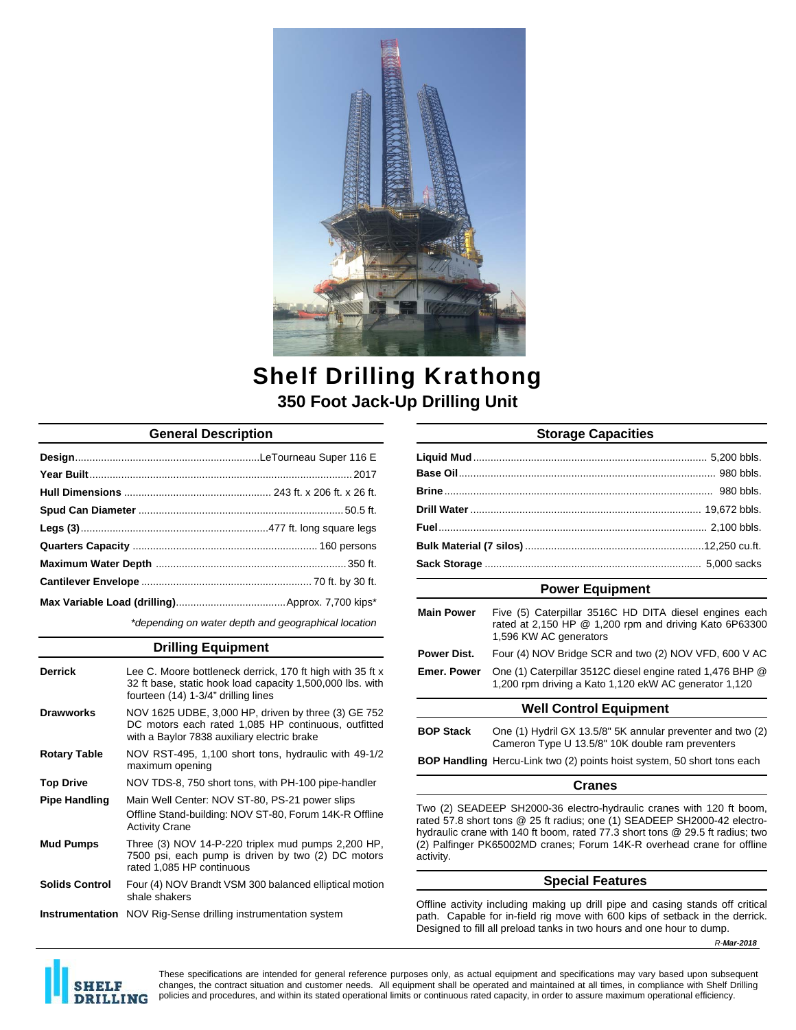# Shelf Drilling Krathong

## 350 Foot Jack-Up Drilling Unit

### General Description

| | |
|---|---|
| **Design** | LeTourneau Super 116 E |
| **Year Built** | 2017 |
| **Hull Dimensions** | 243 ft. x 206 ft. x 26 ft. |
| **Spud Can Diameter** | 50.5 ft. |
| **Legs (3)** | 477 ft. long square legs |
| **Quarters Capacity** | 160 persons |
| **Maximum Water Depth** | 350 ft. |
| **Cantilever Envelope** | 70 ft. by 30 ft. |
| **Max Variable Load (drilling)** | Approx. 7,700 kips* |

*\*depending on water depth and geographical location*

### Drilling Equipment

| | |
|---|---|
| **Derrick** | Lee C. Moore bottleneck derrick, 170 ft high with 35 ft x 32 ft base, static hook load capacity 1,500,000 lbs. with fourteen (14) 1-3/4" drilling lines |
| **Drawworks** | NOV 1625 UDBE, 3,000 HP, driven by three (3) GE 752 DC motors each rated 1,085 HP continuous, outfitted with a Baylor 7838 auxiliary electric brake |
| **Rotary Table** | NOV RST-495, 1,100 short tons, hydraulic with 49-1/2 maximum opening |
| **Top Drive** | NOV TDS-8, 750 short tons, with PH-100 pipe-handler |
| **Pipe Handling** | Main Well Center: NOV ST-80, PS-21 power slips<br>Offline Stand-building: NOV ST-80, Forum 14K-R Offline Activity Crane |
| **Mud Pumps** | Three (3) NOV 14-P-220 triplex mud pumps 2,200 HP, 7500 psi, each pump is driven by two (2) DC motors rated 1,085 HP continuous |
| **Solids Control** | Four (4) NOV Brandt VSM 300 balanced elliptical motion shale shakers |
| **Instrumentation** | NOV Rig-Sense drilling instrumentation system |

### Storage Capacities

| | |
|---|---|
| **Liquid Mud** | 5,200 bbls. |
| **Base Oil** | 980 bbls. |
| **Brine** | 980 bbls. |
| **Drill Water** | 19,672 bbls. |
| **Fuel** | 2,100 bbls. |
| **Bulk Material (7 silos)** | 12,250 cu.ft. |
| **Sack Storage** | 5,000 sacks |

### Power Equipment

| | |
|---|---|
| **Main Power** | Five (5) Caterpillar 3516C HD DITA diesel engines each rated at 2,150 HP @ 1,200 rpm and driving Kato 6P63300 1,596 KW AC generators |
| **Power Dist.** | Four (4) NOV Bridge SCR and two (2) NOV VFD, 600 V AC |
| **Emer. Power** | One (1) Caterpillar 3512C diesel engine rated 1,476 BHP @ 1,200 rpm driving a Kato 1,120 ekW AC generator 1,120 |

### Well Control Equipment

| | |
|---|---|
| **BOP Stack** | One (1) Hydril GX 13.5/8" 5K annular preventer and two (2) Cameron Type U 13.5/8" 10K double ram preventers |
| **BOP Handling** | Hercu-Link two (2) points hoist system, 50 short tons each |

### Cranes

Two (2) SEADEEP SH2000-36 electro-hydraulic cranes with 120 ft boom, rated 57.8 short tons @ 25 ft radius; one (1) SEADEEP SH2000-42 electro-hydraulic crane with 140 ft boom, rated 77.3 short tons @ 29.5 ft radius; two (2) Palfinger PK65002MD cranes; Forum 14K-R overhead crane for offline activity.

### Special Features

Offline activity including making up drill pipe and casing stands off critical path. Capable for in-field rig move with 600 kips of setback in the derrick. Designed to fill all preload tanks in two hours and one hour to dump.

*R-**Mar-2018***

These specifications are intended for general reference purposes only, as actual equipment and specifications may vary based upon subsequent changes, the contract situation and customer needs. All equipment shall be operated and maintained at all times, in compliance with Shelf Drilling policies and procedures, and within its stated operational limits or continuous rated capacity, in order to assure maximum operational efficiency.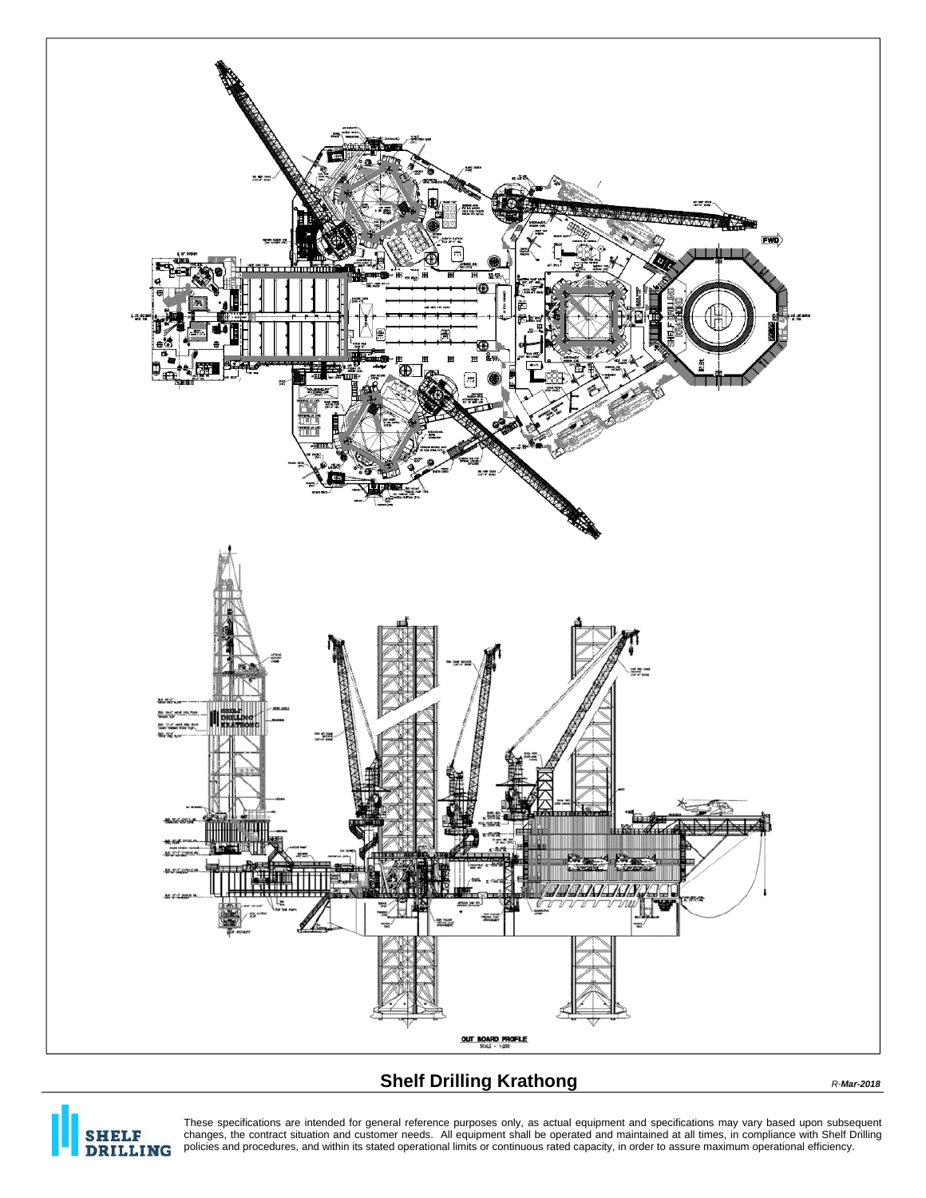OUT BOARD PROFILE
SCALE – 1:200

## Shelf Drilling Krathong

R-Mar-2018

SHELF DRILLING

These specifications are intended for general reference purposes only, as actual equipment and specifications may vary based upon subsequent changes, the contract situation and customer needs. All equipment shall be operated and maintained at all times, in compliance with Shelf Drilling policies and procedures, and within its stated operational limits or continuous rated capacity, in order to assure maximum operational efficiency.